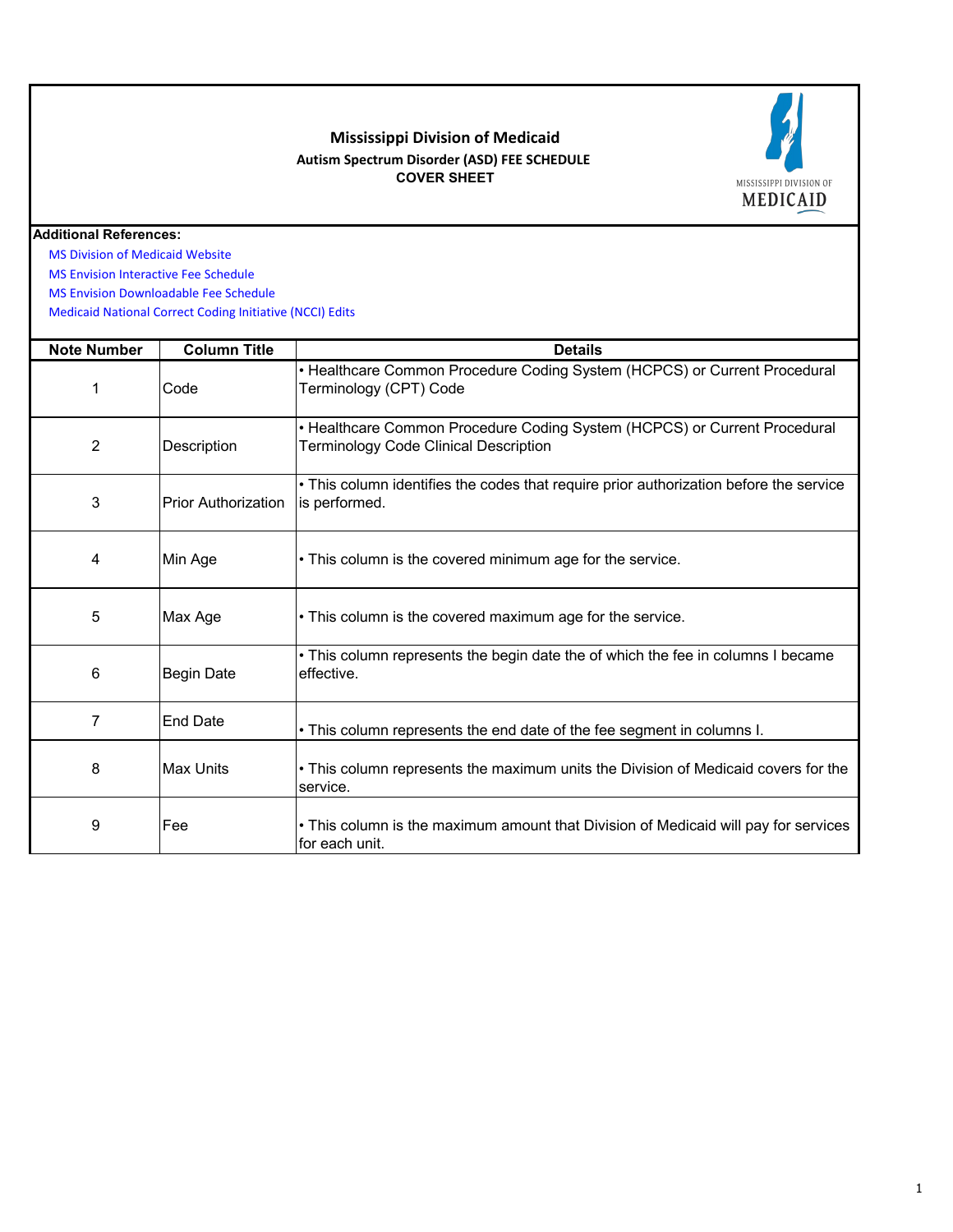# Mississippi Division of Medicaid

## Autism Spectrum Disorder (ASD) FEE SCHEDULE

### COVER SHEET

MISSISSIPPI DIVISION OF MEDICAID

**Additional References:**

- MS Division of Medicaid Website
- MS Envision Interactive Fee Schedule
- MS Envision Downloadable Fee Schedule
- Medicaid National Correct Coding Initiative (NCCI) Edits

| Note Number | Column Title | Details |
|---|---|---|
| 1 | Code | • Healthcare Common Procedure Coding System (HCPCS) or Current Procedural Terminology (CPT) Code |
| 2 | Description | • Healthcare Common Procedure Coding System (HCPCS) or Current Procedural Terminology Code Clinical Description |
| 3 | Prior Authorization | • This column identifies the codes that require prior authorization before the service is performed. |
| 4 | Min Age | • This column is the covered minimum age for the service. |
| 5 | Max Age | • This column is the covered maximum age for the service. |
| 6 | Begin Date | • This column represents the begin date the of which the fee in columns I became effective. |
| 7 | End Date | • This column represents the end date of the fee segment in columns I. |
| 8 | Max Units | • This column represents the maximum units the Division of Medicaid covers for the service. |
| 9 | Fee | • This column is the maximum amount that Division of Medicaid will pay for services for each unit. |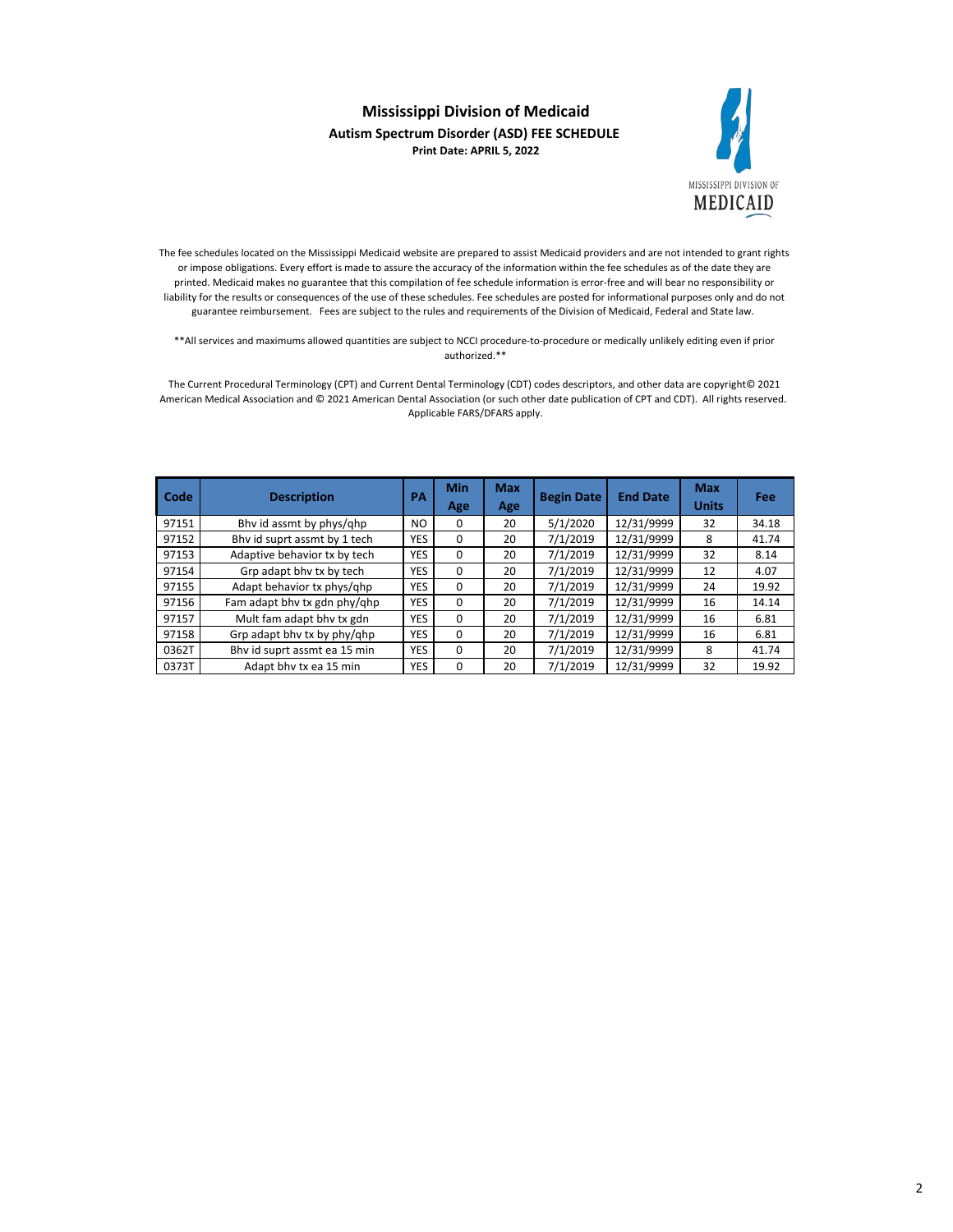# Mississippi Division of Medicaid

**Autism Spectrum Disorder (ASD) FEE SCHEDULE**

**Print Date: APRIL 5, 2022**

MISSISSIPPI DIVISION OF MEDICAID

The fee schedules located on the Mississippi Medicaid website are prepared to assist Medicaid providers and are not intended to grant rights or impose obligations. Every effort is made to assure the accuracy of the information within the fee schedules as of the date they are printed. Medicaid makes no guarantee that this compilation of fee schedule information is error-free and will bear no responsibility or liability for the results or consequences of the use of these schedules. Fee schedules are posted for informational purposes only and do not guarantee reimbursement. Fees are subject to the rules and requirements of the Division of Medicaid, Federal and State law.

**All services and maximums allowed quantities are subject to NCCI procedure-to-procedure or medically unlikely editing even if prior authorized.**

The Current Procedural Terminology (CPT) and Current Dental Terminology (CDT) codes descriptors, and other data are copyright© 2021 American Medical Association and © 2021 American Dental Association (or such other date publication of CPT and CDT). All rights reserved. Applicable FARS/DFARS apply.

| Code | Description | PA | Min Age | Max Age | Begin Date | End Date | Max Units | Fee |
|---|---|---|---|---|---|---|---|---|
| 97151 | Bhv id assmt by phys/qhp | NO | 0 | 20 | 5/1/2020 | 12/31/9999 | 32 | 34.18 |
| 97152 | Bhv id suprt assmt by 1 tech | YES | 0 | 20 | 7/1/2019 | 12/31/9999 | 8 | 41.74 |
| 97153 | Adaptive behavior tx by tech | YES | 0 | 20 | 7/1/2019 | 12/31/9999 | 32 | 8.14 |
| 97154 | Grp adapt bhv tx by tech | YES | 0 | 20 | 7/1/2019 | 12/31/9999 | 12 | 4.07 |
| 97155 | Adapt behavior tx phys/qhp | YES | 0 | 20 | 7/1/2019 | 12/31/9999 | 24 | 19.92 |
| 97156 | Fam adapt bhv tx gdn phy/qhp | YES | 0 | 20 | 7/1/2019 | 12/31/9999 | 16 | 14.14 |
| 97157 | Mult fam adapt bhv tx gdn | YES | 0 | 20 | 7/1/2019 | 12/31/9999 | 16 | 6.81 |
| 97158 | Grp adapt bhv tx by phy/qhp | YES | 0 | 20 | 7/1/2019 | 12/31/9999 | 16 | 6.81 |
| 0362T | Bhv id suprt assmt ea 15 min | YES | 0 | 20 | 7/1/2019 | 12/31/9999 | 8 | 41.74 |
| 0373T | Adapt bhv tx ea 15 min | YES | 0 | 20 | 7/1/2019 | 12/31/9999 | 32 | 19.92 |